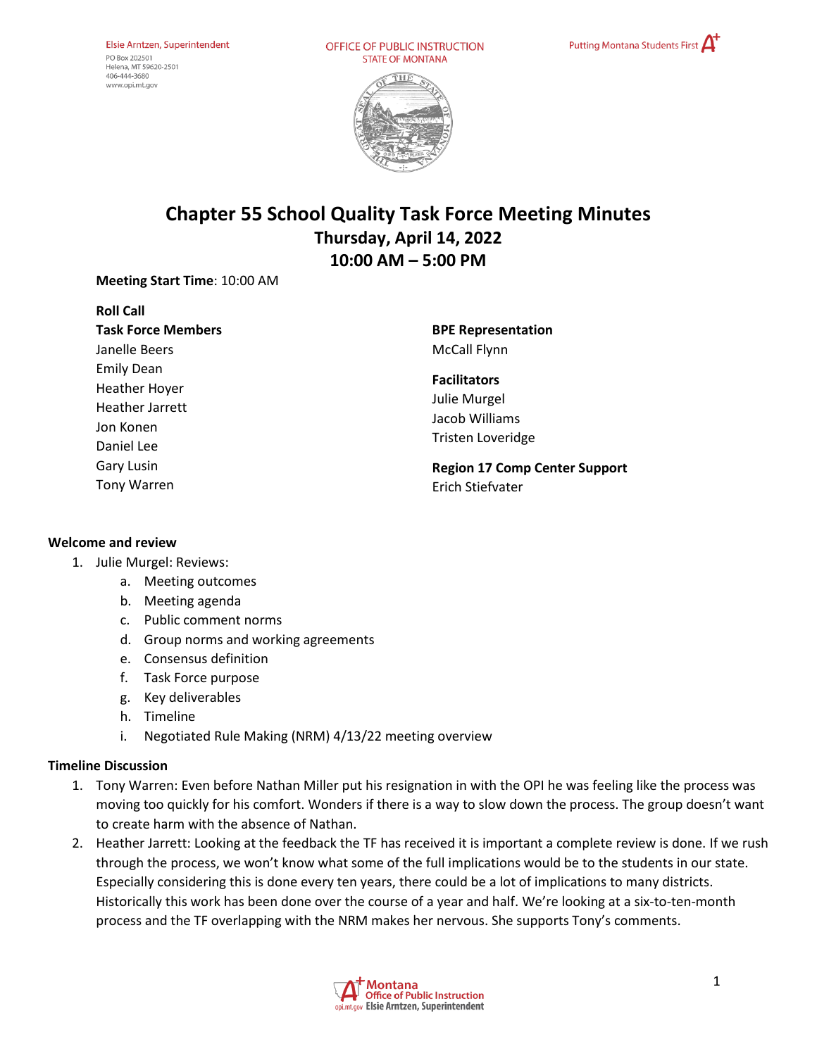Elsie Arntzen, Superintendent
PO Box 202501
Helena, MT 59620-2501
406-444-3680
www.opi.mt.gov

OFFICE OF PUBLIC INSTRUCTION
STATE OF MONTANA

Putting Montana Students First A+

# Chapter 55 School Quality Task Force Meeting Minutes
## Thursday, April 14, 2022
## 10:00 AM – 5:00 PM

**Meeting Start Time**: 10:00 AM

**Roll Call**

**Task Force Members**
Janelle Beers
Emily Dean
Heather Hoyer
Heather Jarrett
Jon Konen
Daniel Lee
Gary Lusin
Tony Warren

**BPE Representation**
McCall Flynn

**Facilitators**
Julie Murgel
Jacob Williams
Tristen Loveridge

**Region 17 Comp Center Support**
Erich Stiefvater

**Welcome and review**

1. Julie Murgel: Reviews:
   a. Meeting outcomes
   b. Meeting agenda
   c. Public comment norms
   d. Group norms and working agreements
   e. Consensus definition
   f. Task Force purpose
   g. Key deliverables
   h. Timeline
   i. Negotiated Rule Making (NRM) 4/13/22 meeting overview

**Timeline Discussion**

1. Tony Warren: Even before Nathan Miller put his resignation in with the OPI he was feeling like the process was moving too quickly for his comfort. Wonders if there is a way to slow down the process. The group doesn't want to create harm with the absence of Nathan.
2. Heather Jarrett: Looking at the feedback the TF has received it is important a complete review is done. If we rush through the process, we won't know what some of the full implications would be to the students in our state. Especially considering this is done every ten years, there could be a lot of implications to many districts. Historically this work has been done over the course of a year and half. We're looking at a six-to-ten-month process and the TF overlapping with the NRM makes her nervous. She supports Tony's comments.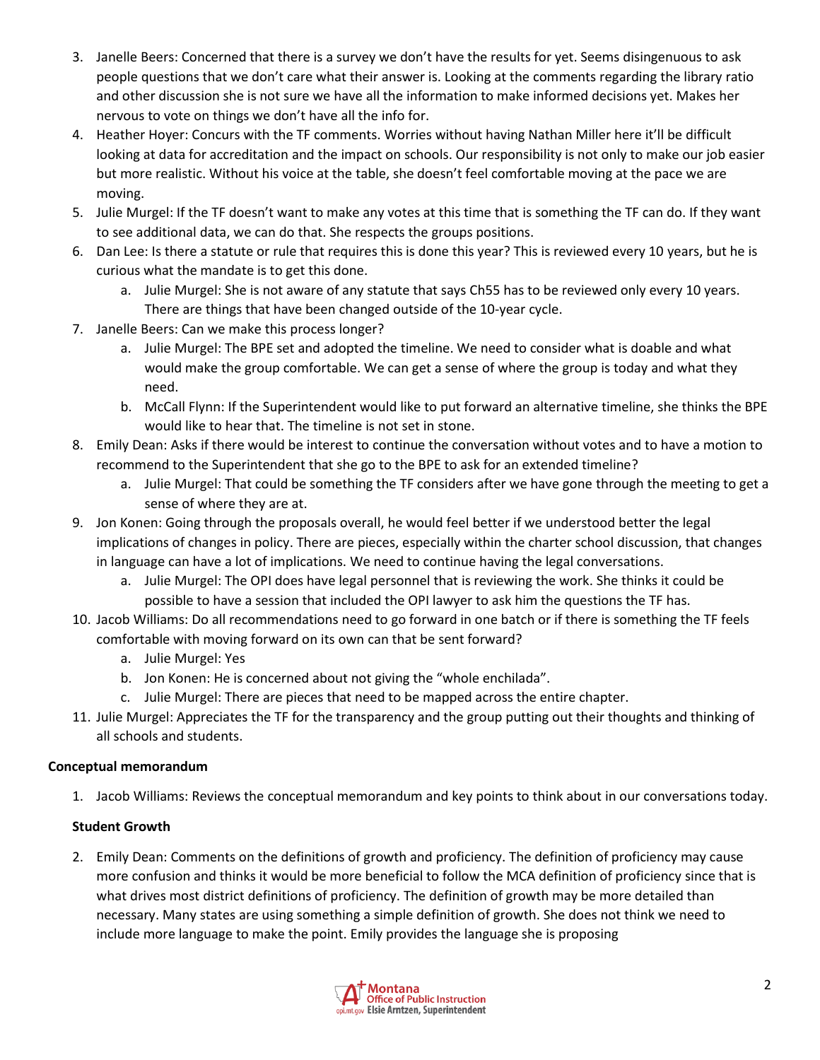3. Janelle Beers: Concerned that there is a survey we don't have the results for yet. Seems disingenuous to ask people questions that we don't care what their answer is. Looking at the comments regarding the library ratio and other discussion she is not sure we have all the information to make informed decisions yet. Makes her nervous to vote on things we don't have all the info for.
4. Heather Hoyer: Concurs with the TF comments. Worries without having Nathan Miller here it'll be difficult looking at data for accreditation and the impact on schools. Our responsibility is not only to make our job easier but more realistic. Without his voice at the table, she doesn't feel comfortable moving at the pace we are moving.
5. Julie Murgel: If the TF doesn't want to make any votes at this time that is something the TF can do. If they want to see additional data, we can do that. She respects the groups positions.
6. Dan Lee: Is there a statute or rule that requires this is done this year? This is reviewed every 10 years, but he is curious what the mandate is to get this done.
   a. Julie Murgel: She is not aware of any statute that says Ch55 has to be reviewed only every 10 years. There are things that have been changed outside of the 10-year cycle.
7. Janelle Beers: Can we make this process longer?
   a. Julie Murgel: The BPE set and adopted the timeline. We need to consider what is doable and what would make the group comfortable. We can get a sense of where the group is today and what they need.
   b. McCall Flynn: If the Superintendent would like to put forward an alternative timeline, she thinks the BPE would like to hear that. The timeline is not set in stone.
8. Emily Dean: Asks if there would be interest to continue the conversation without votes and to have a motion to recommend to the Superintendent that she go to the BPE to ask for an extended timeline?
   a. Julie Murgel: That could be something the TF considers after we have gone through the meeting to get a sense of where they are at.
9. Jon Konen: Going through the proposals overall, he would feel better if we understood better the legal implications of changes in policy. There are pieces, especially within the charter school discussion, that changes in language can have a lot of implications. We need to continue having the legal conversations.
   a. Julie Murgel: The OPI does have legal personnel that is reviewing the work. She thinks it could be possible to have a session that included the OPI lawyer to ask him the questions the TF has.
10. Jacob Williams: Do all recommendations need to go forward in one batch or if there is something the TF feels comfortable with moving forward on its own can that be sent forward?
    a. Julie Murgel: Yes
    b. Jon Konen: He is concerned about not giving the "whole enchilada".
    c. Julie Murgel: There are pieces that need to be mapped across the entire chapter.
11. Julie Murgel: Appreciates the TF for the transparency and the group putting out their thoughts and thinking of all schools and students.

**Conceptual memorandum**

1. Jacob Williams: Reviews the conceptual memorandum and key points to think about in our conversations today.

**Student Growth**

2. Emily Dean: Comments on the definitions of growth and proficiency. The definition of proficiency may cause more confusion and thinks it would be more beneficial to follow the MCA definition of proficiency since that is what drives most district definitions of proficiency. The definition of growth may be more detailed than necessary. Many states are using something a simple definition of growth. She does not think we need to include more language to make the point. Emily provides the language she is proposing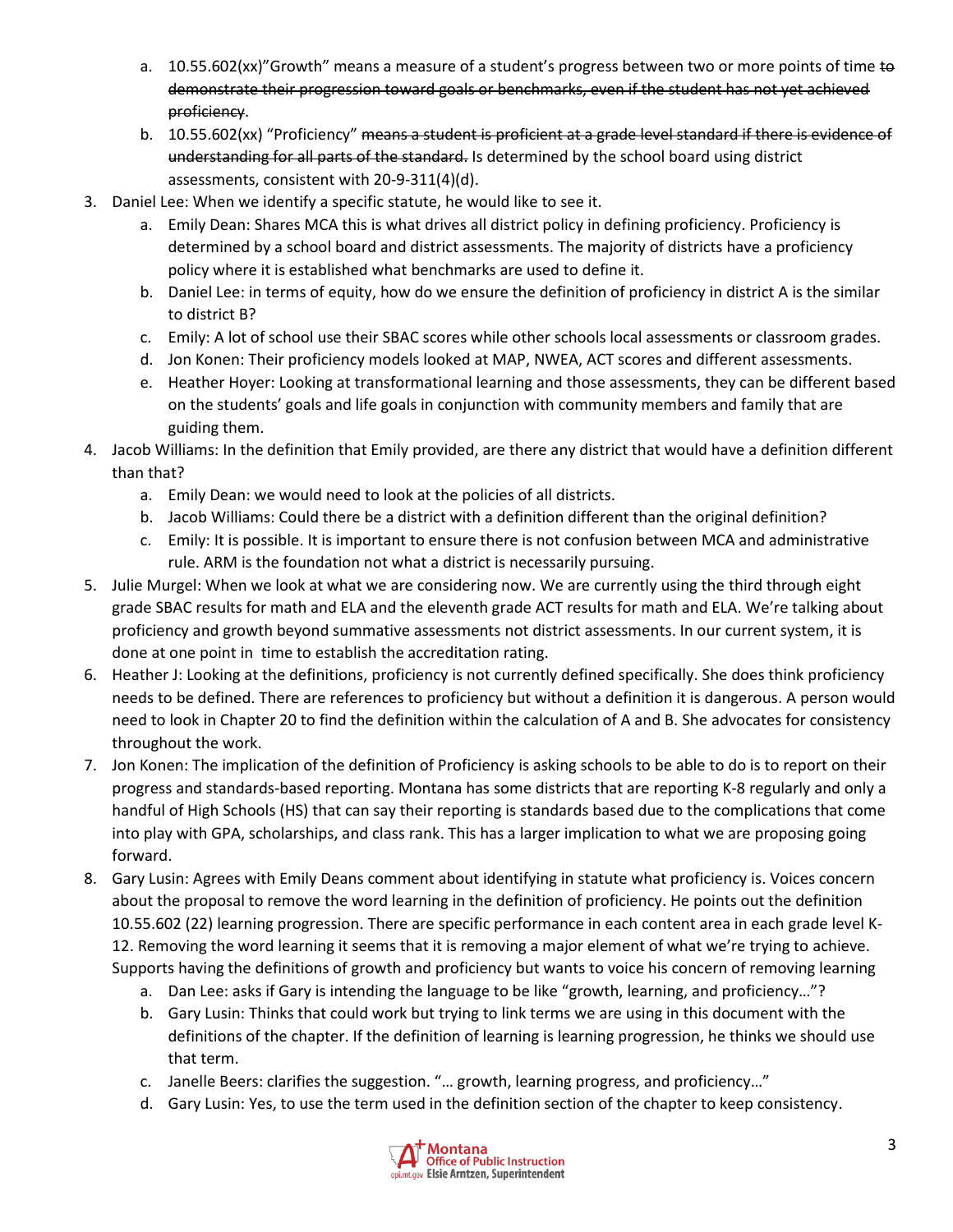a. 10.55.602(xx)"Growth" means a measure of a student's progress between two or more points of time ~~to demonstrate their progression toward goals or benchmarks, even if the student has not yet achieved proficiency~~.
   b. 10.55.602(xx) "Proficiency" ~~means a student is proficient at a grade level standard if there is evidence of understanding for all parts of the standard.~~ Is determined by the school board using district assessments, consistent with 20-9-311(4)(d).
3. Daniel Lee: When we identify a specific statute, he would like to see it.
   a. Emily Dean: Shares MCA this is what drives all district policy in defining proficiency. Proficiency is determined by a school board and district assessments. The majority of districts have a proficiency policy where it is established what benchmarks are used to define it.
   b. Daniel Lee: in terms of equity, how do we ensure the definition of proficiency in district A is the similar to district B?
   c. Emily: A lot of school use their SBAC scores while other schools local assessments or classroom grades.
   d. Jon Konen: Their proficiency models looked at MAP, NWEA, ACT scores and different assessments.
   e. Heather Hoyer: Looking at transformational learning and those assessments, they can be different based on the students' goals and life goals in conjunction with community members and family that are guiding them.
4. Jacob Williams: In the definition that Emily provided, are there any district that would have a definition different than that?
   a. Emily Dean: we would need to look at the policies of all districts.
   b. Jacob Williams: Could there be a district with a definition different than the original definition?
   c. Emily: It is possible. It is important to ensure there is not confusion between MCA and administrative rule. ARM is the foundation not what a district is necessarily pursuing.
5. Julie Murgel: When we look at what we are considering now. We are currently using the third through eight grade SBAC results for math and ELA and the eleventh grade ACT results for math and ELA. We're talking about proficiency and growth beyond summative assessments not district assessments. In our current system, it is done at one point in time to establish the accreditation rating.
6. Heather J: Looking at the definitions, proficiency is not currently defined specifically. She does think proficiency needs to be defined. There are references to proficiency but without a definition it is dangerous. A person would need to look in Chapter 20 to find the definition within the calculation of A and B. She advocates for consistency throughout the work.
7. Jon Konen: The implication of the definition of Proficiency is asking schools to be able to do is to report on their progress and standards-based reporting. Montana has some districts that are reporting K-8 regularly and only a handful of High Schools (HS) that can say their reporting is standards based due to the complications that come into play with GPA, scholarships, and class rank. This has a larger implication to what we are proposing going forward.
8. Gary Lusin: Agrees with Emily Deans comment about identifying in statute what proficiency is. Voices concern about the proposal to remove the word learning in the definition of proficiency. He points out the definition 10.55.602 (22) learning progression. There are specific performance in each content area in each grade level K-12. Removing the word learning it seems that it is removing a major element of what we're trying to achieve. Supports having the definitions of growth and proficiency but wants to voice his concern of removing learning
   a. Dan Lee: asks if Gary is intending the language to be like "growth, learning, and proficiency…"?
   b. Gary Lusin: Thinks that could work but trying to link terms we are using in this document with the definitions of the chapter. If the definition of learning is learning progression, he thinks we should use that term.
   c. Janelle Beers: clarifies the suggestion. "… growth, learning progress, and proficiency…"
   d. Gary Lusin: Yes, to use the term used in the definition section of the chapter to keep consistency.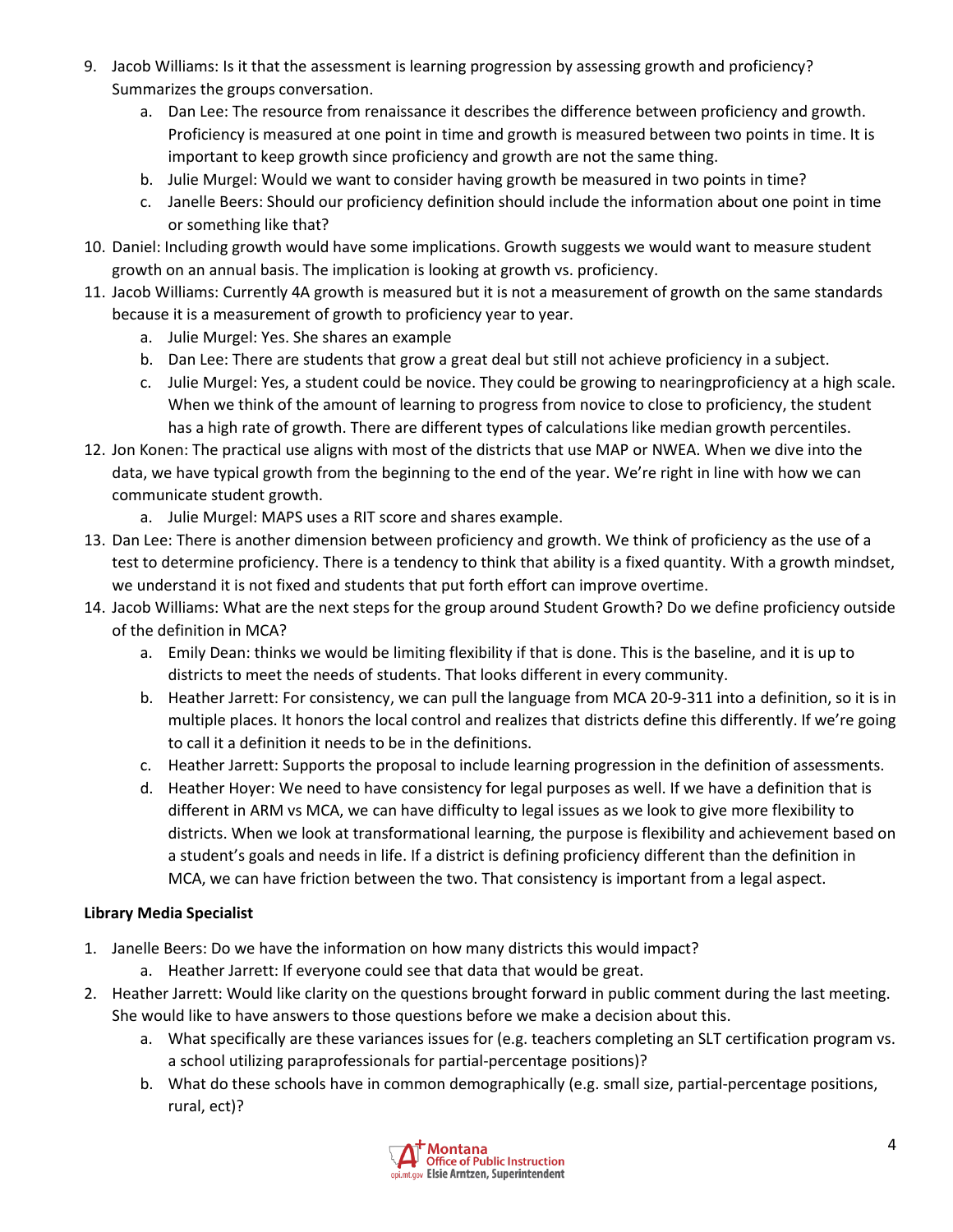9. Jacob Williams: Is it that the assessment is learning progression by assessing growth and proficiency? Summarizes the groups conversation.
    a. Dan Lee: The resource from renaissance it describes the difference between proficiency and growth. Proficiency is measured at one point in time and growth is measured between two points in time. It is important to keep growth since proficiency and growth are not the same thing.
    b. Julie Murgel: Would we want to consider having growth be measured in two points in time?
    c. Janelle Beers: Should our proficiency definition should include the information about one point in time or something like that?
10. Daniel: Including growth would have some implications. Growth suggests we would want to measure student growth on an annual basis. The implication is looking at growth vs. proficiency.
11. Jacob Williams: Currently 4A growth is measured but it is not a measurement of growth on the same standards because it is a measurement of growth to proficiency year to year.
    a. Julie Murgel: Yes. She shares an example
    b. Dan Lee: There are students that grow a great deal but still not achieve proficiency in a subject.
    c. Julie Murgel: Yes, a student could be novice. They could be growing to nearingproficiency at a high scale. When we think of the amount of learning to progress from novice to close to proficiency, the student has a high rate of growth. There are different types of calculations like median growth percentiles.
12. Jon Konen: The practical use aligns with most of the districts that use MAP or NWEA. When we dive into the data, we have typical growth from the beginning to the end of the year. We're right in line with how we can communicate student growth.
    a. Julie Murgel: MAPS uses a RIT score and shares example.
13. Dan Lee: There is another dimension between proficiency and growth. We think of proficiency as the use of a test to determine proficiency. There is a tendency to think that ability is a fixed quantity. With a growth mindset, we understand it is not fixed and students that put forth effort can improve overtime.
14. Jacob Williams: What are the next steps for the group around Student Growth? Do we define proficiency outside of the definition in MCA?
    a. Emily Dean: thinks we would be limiting flexibility if that is done. This is the baseline, and it is up to districts to meet the needs of students. That looks different in every community.
    b. Heather Jarrett: For consistency, we can pull the language from MCA 20-9-311 into a definition, so it is in multiple places. It honors the local control and realizes that districts define this differently. If we're going to call it a definition it needs to be in the definitions.
    c. Heather Jarrett: Supports the proposal to include learning progression in the definition of assessments.
    d. Heather Hoyer: We need to have consistency for legal purposes as well. If we have a definition that is different in ARM vs MCA, we can have difficulty to legal issues as we look to give more flexibility to districts. When we look at transformational learning, the purpose is flexibility and achievement based on a student's goals and needs in life. If a district is defining proficiency different than the definition in MCA, we can have friction between the two. That consistency is important from a legal aspect.

**Library Media Specialist**

1. Janelle Beers: Do we have the information on how many districts this would impact?
    a. Heather Jarrett: If everyone could see that data that would be great.
2. Heather Jarrett: Would like clarity on the questions brought forward in public comment during the last meeting. She would like to have answers to those questions before we make a decision about this.
    a. What specifically are these variances issues for (e.g. teachers completing an SLT certification program vs. a school utilizing paraprofessionals for partial-percentage positions)?
    b. What do these schools have in common demographically (e.g. small size, partial-percentage positions, rural, ect)?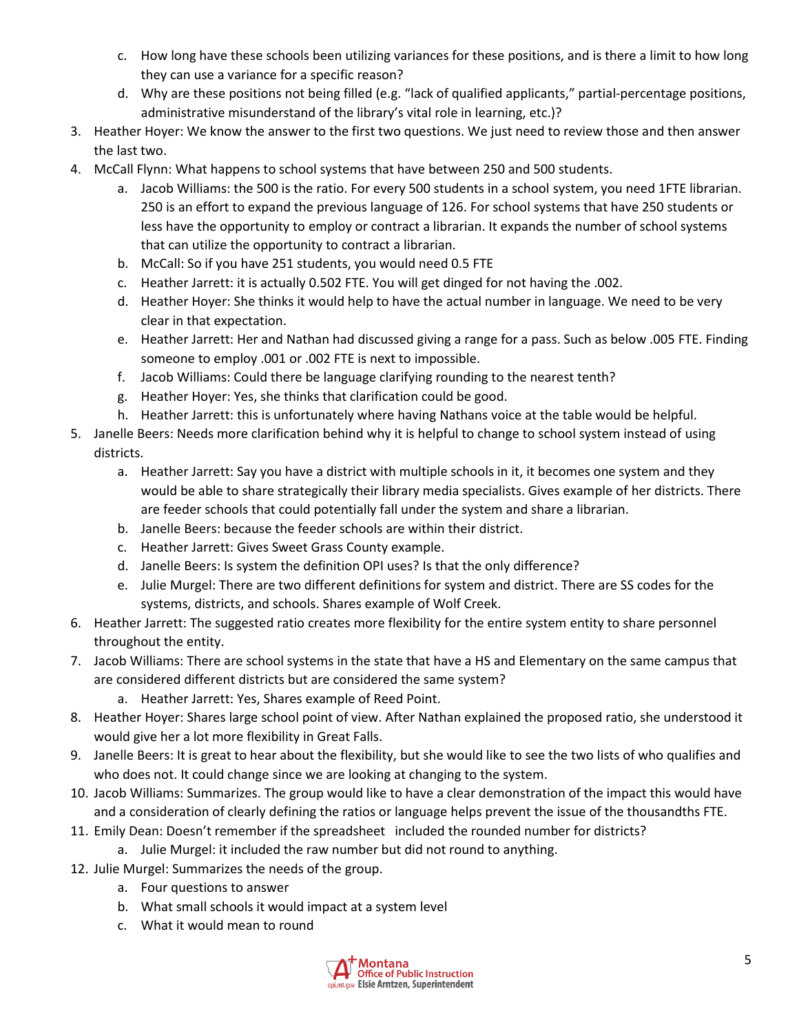c. How long have these schools been utilizing variances for these positions, and is there a limit to how long they can use a variance for a specific reason?
   d. Why are these positions not being filled (e.g. "lack of qualified applicants," partial-percentage positions, administrative misunderstand of the library's vital role in learning, etc.)?
3. Heather Hoyer: We know the answer to the first two questions. We just need to review those and then answer the last two.
4. McCall Flynn: What happens to school systems that have between 250 and 500 students.
   a. Jacob Williams: the 500 is the ratio. For every 500 students in a school system, you need 1FTE librarian. 250 is an effort to expand the previous language of 126. For school systems that have 250 students or less have the opportunity to employ or contract a librarian. It expands the number of school systems that can utilize the opportunity to contract a librarian.
   b. McCall: So if you have 251 students, you would need 0.5 FTE
   c. Heather Jarrett: it is actually 0.502 FTE. You will get dinged for not having the .002.
   d. Heather Hoyer: She thinks it would help to have the actual number in language. We need to be very clear in that expectation.
   e. Heather Jarrett: Her and Nathan had discussed giving a range for a pass. Such as below .005 FTE. Finding someone to employ .001 or .002 FTE is next to impossible.
   f. Jacob Williams: Could there be language clarifying rounding to the nearest tenth?
   g. Heather Hoyer: Yes, she thinks that clarification could be good.
   h. Heather Jarrett: this is unfortunately where having Nathans voice at the table would be helpful.
5. Janelle Beers: Needs more clarification behind why it is helpful to change to school system instead of using districts.
   a. Heather Jarrett: Say you have a district with multiple schools in it, it becomes one system and they would be able to share strategically their library media specialists. Gives example of her districts. There are feeder schools that could potentially fall under the system and share a librarian.
   b. Janelle Beers: because the feeder schools are within their district.
   c. Heather Jarrett: Gives Sweet Grass County example.
   d. Janelle Beers: Is system the definition OPI uses? Is that the only difference?
   e. Julie Murgel: There are two different definitions for system and district. There are SS codes for the systems, districts, and schools. Shares example of Wolf Creek.
6. Heather Jarrett: The suggested ratio creates more flexibility for the entire system entity to share personnel throughout the entity.
7. Jacob Williams: There are school systems in the state that have a HS and Elementary on the same campus that are considered different districts but are considered the same system?
   a. Heather Jarrett: Yes, Shares example of Reed Point.
8. Heather Hoyer: Shares large school point of view. After Nathan explained the proposed ratio, she understood it would give her a lot more flexibility in Great Falls.
9. Janelle Beers: It is great to hear about the flexibility, but she would like to see the two lists of who qualifies and who does not. It could change since we are looking at changing to the system.
10. Jacob Williams: Summarizes. The group would like to have a clear demonstration of the impact this would have and a consideration of clearly defining the ratios or language helps prevent the issue of the thousandths FTE.
11. Emily Dean: Doesn't remember if the spreadsheet included the rounded number for districts?
    a. Julie Murgel: it included the raw number but did not round to anything.
12. Julie Murgel: Summarizes the needs of the group.
    a. Four questions to answer
    b. What small schools it would impact at a system level
    c. What it would mean to round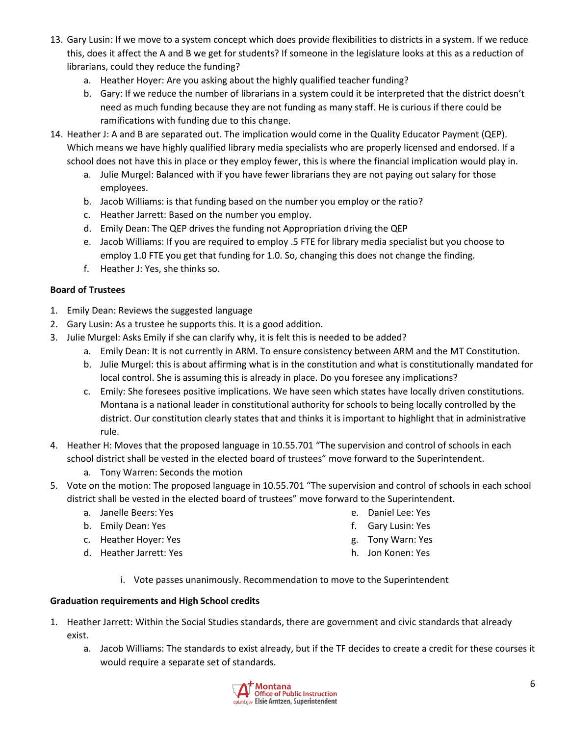13. Gary Lusin: If we move to a system concept which does provide flexibilities to districts in a system. If we reduce this, does it affect the A and B we get for students? If someone in the legislature looks at this as a reduction of librarians, could they reduce the funding?
    a. Heather Hoyer: Are you asking about the highly qualified teacher funding?
    b. Gary: If we reduce the number of librarians in a system could it be interpreted that the district doesn't need as much funding because they are not funding as many staff. He is curious if there could be ramifications with funding due to this change.
14. Heather J: A and B are separated out. The implication would come in the Quality Educator Payment (QEP). Which means we have highly qualified library media specialists who are properly licensed and endorsed. If a school does not have this in place or they employ fewer, this is where the financial implication would play in.
    a. Julie Murgel: Balanced with if you have fewer librarians they are not paying out salary for those employees.
    b. Jacob Williams: is that funding based on the number you employ or the ratio?
    c. Heather Jarrett: Based on the number you employ.
    d. Emily Dean: The QEP drives the funding not Appropriation driving the QEP
    e. Jacob Williams: If you are required to employ .5 FTE for library media specialist but you choose to employ 1.0 FTE you get that funding for 1.0. So, changing this does not change the finding.
    f. Heather J: Yes, she thinks so.

**Board of Trustees**

1. Emily Dean: Reviews the suggested language
2. Gary Lusin: As a trustee he supports this. It is a good addition.
3. Julie Murgel: Asks Emily if she can clarify why, it is felt this is needed to be added?
    a. Emily Dean: It is not currently in ARM. To ensure consistency between ARM and the MT Constitution.
    b. Julie Murgel: this is about affirming what is in the constitution and what is constitutionally mandated for local control. She is assuming this is already in place. Do you foresee any implications?
    c. Emily: She foresees positive implications. We have seen which states have locally driven constitutions. Montana is a national leader in constitutional authority for schools to being locally controlled by the district. Our constitution clearly states that and thinks it is important to highlight that in administrative rule.
4. Heather H: Moves that the proposed language in 10.55.701 "The supervision and control of schools in each school district shall be vested in the elected board of trustees" move forward to the Superintendent.
    a. Tony Warren: Seconds the motion
5. Vote on the motion: The proposed language in 10.55.701 "The supervision and control of schools in each school district shall be vested in the elected board of trustees" move forward to the Superintendent.
    a. Janelle Beers: Yes
    b. Emily Dean: Yes
    c. Heather Hoyer: Yes
    d. Heather Jarrett: Yes
    e. Daniel Lee: Yes
    f. Gary Lusin: Yes
    g. Tony Warn: Yes
    h. Jon Konen: Yes
        i. Vote passes unanimously. Recommendation to move to the Superintendent

**Graduation requirements and High School credits**

1. Heather Jarrett: Within the Social Studies standards, there are government and civic standards that already exist.
    a. Jacob Williams: The standards to exist already, but if the TF decides to create a credit for these courses it would require a separate set of standards.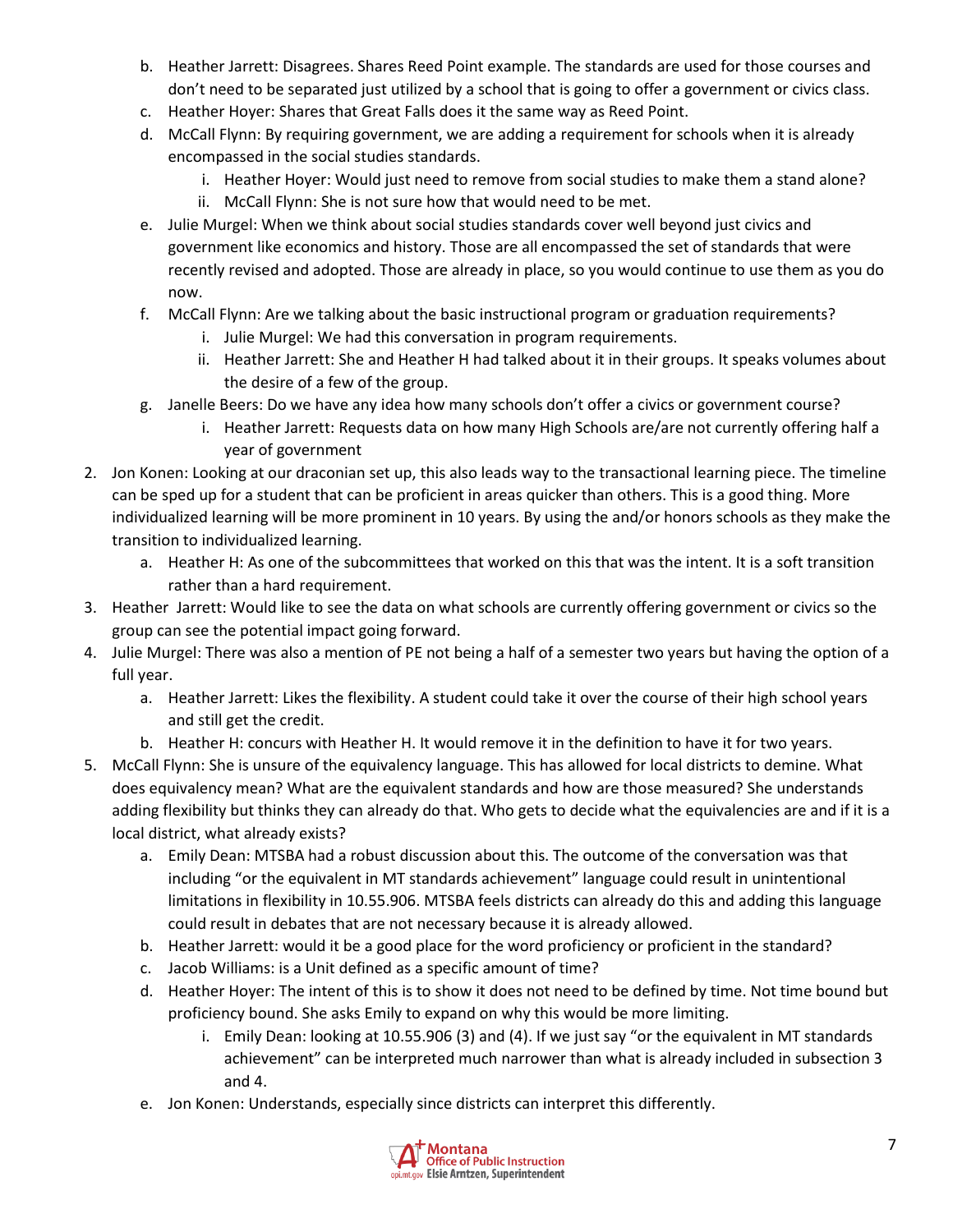b. Heather Jarrett: Disagrees. Shares Reed Point example. The standards are used for those courses and don't need to be separated just utilized by a school that is going to offer a government or civics class.
   c. Heather Hoyer: Shares that Great Falls does it the same way as Reed Point.
   d. McCall Flynn: By requiring government, we are adding a requirement for schools when it is already encompassed in the social studies standards.
      i. Heather Hoyer: Would just need to remove from social studies to make them a stand alone?
      ii. McCall Flynn: She is not sure how that would need to be met.
   e. Julie Murgel: When we think about social studies standards cover well beyond just civics and government like economics and history. Those are all encompassed the set of standards that were recently revised and adopted. Those are already in place, so you would continue to use them as you do now.
   f. McCall Flynn: Are we talking about the basic instructional program or graduation requirements?
      i. Julie Murgel: We had this conversation in program requirements.
      ii. Heather Jarrett: She and Heather H had talked about it in their groups. It speaks volumes about the desire of a few of the group.
   g. Janelle Beers: Do we have any idea how many schools don't offer a civics or government course?
      i. Heather Jarrett: Requests data on how many High Schools are/are not currently offering half a year of government
2. Jon Konen: Looking at our draconian set up, this also leads way to the transactional learning piece. The timeline can be sped up for a student that can be proficient in areas quicker than others. This is a good thing. More individualized learning will be more prominent in 10 years. By using the and/or honors schools as they make the transition to individualized learning.
   a. Heather H: As one of the subcommittees that worked on this that was the intent. It is a soft transition rather than a hard requirement.
3. Heather Jarrett: Would like to see the data on what schools are currently offering government or civics so the group can see the potential impact going forward.
4. Julie Murgel: There was also a mention of PE not being a half of a semester two years but having the option of a full year.
   a. Heather Jarrett: Likes the flexibility. A student could take it over the course of their high school years and still get the credit.
   b. Heather H: concurs with Heather H. It would remove it in the definition to have it for two years.
5. McCall Flynn: She is unsure of the equivalency language. This has allowed for local districts to demine. What does equivalency mean? What are the equivalent standards and how are those measured? She understands adding flexibility but thinks they can already do that. Who gets to decide what the equivalencies are and if it is a local district, what already exists?
   a. Emily Dean: MTSBA had a robust discussion about this. The outcome of the conversation was that including "or the equivalent in MT standards achievement" language could result in unintentional limitations in flexibility in 10.55.906. MTSBA feels districts can already do this and adding this language could result in debates that are not necessary because it is already allowed.
   b. Heather Jarrett: would it be a good place for the word proficiency or proficient in the standard?
   c. Jacob Williams: is a Unit defined as a specific amount of time?
   d. Heather Hoyer: The intent of this is to show it does not need to be defined by time. Not time bound but proficiency bound. She asks Emily to expand on why this would be more limiting.
      i. Emily Dean: looking at 10.55.906 (3) and (4). If we just say "or the equivalent in MT standards achievement" can be interpreted much narrower than what is already included in subsection 3 and 4.
   e. Jon Konen: Understands, especially since districts can interpret this differently.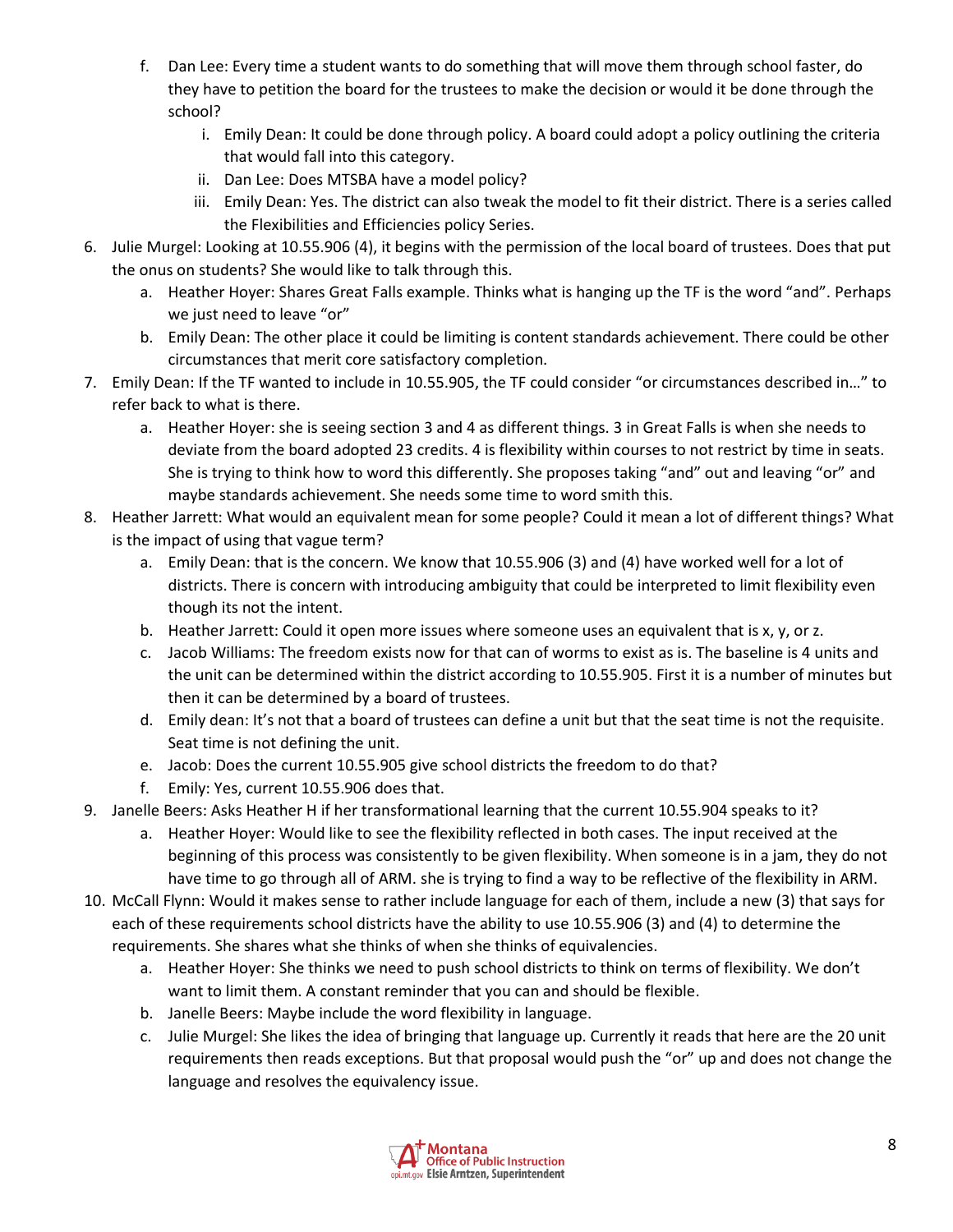f. Dan Lee: Every time a student wants to do something that will move them through school faster, do they have to petition the board for the trustees to make the decision or would it be done through the school?
      i. Emily Dean: It could be done through policy. A board could adopt a policy outlining the criteria that would fall into this category.
      ii. Dan Lee: Does MTSBA have a model policy?
      iii. Emily Dean: Yes. The district can also tweak the model to fit their district. There is a series called the Flexibilities and Efficiencies policy Series.

6. Julie Murgel: Looking at 10.55.906 (4), it begins with the permission of the local board of trustees. Does that put the onus on students? She would like to talk through this.
   a. Heather Hoyer: Shares Great Falls example. Thinks what is hanging up the TF is the word "and". Perhaps we just need to leave "or"
   b. Emily Dean: The other place it could be limiting is content standards achievement. There could be other circumstances that merit core satisfactory completion.
7. Emily Dean: If the TF wanted to include in 10.55.905, the TF could consider "or circumstances described in…" to refer back to what is there.
   a. Heather Hoyer: she is seeing section 3 and 4 as different things. 3 in Great Falls is when she needs to deviate from the board adopted 23 credits. 4 is flexibility within courses to not restrict by time in seats. She is trying to think how to word this differently. She proposes taking "and" out and leaving "or" and maybe standards achievement. She needs some time to word smith this.
8. Heather Jarrett: What would an equivalent mean for some people? Could it mean a lot of different things? What is the impact of using that vague term?
   a. Emily Dean: that is the concern. We know that 10.55.906 (3) and (4) have worked well for a lot of districts. There is concern with introducing ambiguity that could be interpreted to limit flexibility even though its not the intent.
   b. Heather Jarrett: Could it open more issues where someone uses an equivalent that is x, y, or z.
   c. Jacob Williams: The freedom exists now for that can of worms to exist as is. The baseline is 4 units and the unit can be determined within the district according to 10.55.905. First it is a number of minutes but then it can be determined by a board of trustees.
   d. Emily dean: It's not that a board of trustees can define a unit but that the seat time is not the requisite. Seat time is not defining the unit.
   e. Jacob: Does the current 10.55.905 give school districts the freedom to do that?
   f. Emily: Yes, current 10.55.906 does that.
9. Janelle Beers: Asks Heather H if her transformational learning that the current 10.55.904 speaks to it?
   a. Heather Hoyer: Would like to see the flexibility reflected in both cases. The input received at the beginning of this process was consistently to be given flexibility. When someone is in a jam, they do not have time to go through all of ARM. she is trying to find a way to be reflective of the flexibility in ARM.
10. McCall Flynn: Would it makes sense to rather include language for each of them, include a new (3) that says for each of these requirements school districts have the ability to use 10.55.906 (3) and (4) to determine the requirements. She shares what she thinks of when she thinks of equivalencies.
    a. Heather Hoyer: She thinks we need to push school districts to think on terms of flexibility. We don't want to limit them. A constant reminder that you can and should be flexible.
    b. Janelle Beers: Maybe include the word flexibility in language.
    c. Julie Murgel: She likes the idea of bringing that language up. Currently it reads that here are the 20 unit requirements then reads exceptions. But that proposal would push the "or" up and does not change the language and resolves the equivalency issue.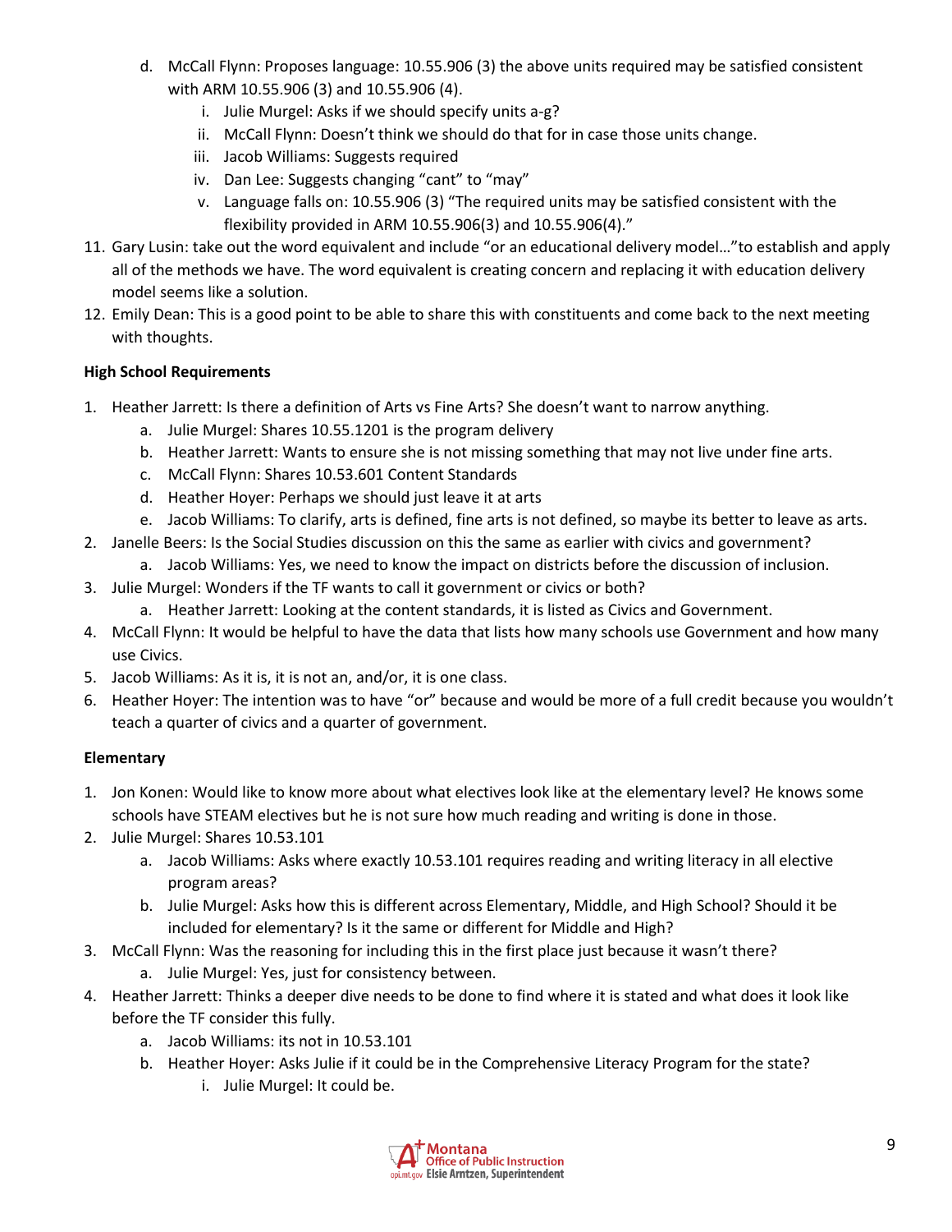d. McCall Flynn: Proposes language: 10.55.906 (3) the above units required may be satisfied consistent with ARM 10.55.906 (3) and 10.55.906 (4).
    i. Julie Murgel: Asks if we should specify units a-g?
    ii. McCall Flynn: Doesn't think we should do that for in case those units change.
    iii. Jacob Williams: Suggests required
    iv. Dan Lee: Suggests changing "cant" to "may"
    v. Language falls on: 10.55.906 (3) "The required units may be satisfied consistent with the flexibility provided in ARM 10.55.906(3) and 10.55.906(4)."

11. Gary Lusin: take out the word equivalent and include "or an educational delivery model…"to establish and apply all of the methods we have. The word equivalent is creating concern and replacing it with education delivery model seems like a solution.
12. Emily Dean: This is a good point to be able to share this with constituents and come back to the next meeting with thoughts.

**High School Requirements**

1. Heather Jarrett: Is there a definition of Arts vs Fine Arts? She doesn't want to narrow anything.
    a. Julie Murgel: Shares 10.55.1201 is the program delivery
    b. Heather Jarrett: Wants to ensure she is not missing something that may not live under fine arts.
    c. McCall Flynn: Shares 10.53.601 Content Standards
    d. Heather Hoyer: Perhaps we should just leave it at arts
    e. Jacob Williams: To clarify, arts is defined, fine arts is not defined, so maybe its better to leave as arts.
2. Janelle Beers: Is the Social Studies discussion on this the same as earlier with civics and government?
    a. Jacob Williams: Yes, we need to know the impact on districts before the discussion of inclusion.
3. Julie Murgel: Wonders if the TF wants to call it government or civics or both?
    a. Heather Jarrett: Looking at the content standards, it is listed as Civics and Government.
4. McCall Flynn: It would be helpful to have the data that lists how many schools use Government and how many use Civics.
5. Jacob Williams: As it is, it is not an, and/or, it is one class.
6. Heather Hoyer: The intention was to have "or" because and would be more of a full credit because you wouldn't teach a quarter of civics and a quarter of government.

**Elementary**

1. Jon Konen: Would like to know more about what electives look like at the elementary level? He knows some schools have STEAM electives but he is not sure how much reading and writing is done in those.
2. Julie Murgel: Shares 10.53.101
    a. Jacob Williams: Asks where exactly 10.53.101 requires reading and writing literacy in all elective program areas?
    b. Julie Murgel: Asks how this is different across Elementary, Middle, and High School? Should it be included for elementary? Is it the same or different for Middle and High?
3. McCall Flynn: Was the reasoning for including this in the first place just because it wasn't there?
    a. Julie Murgel: Yes, just for consistency between.
4. Heather Jarrett: Thinks a deeper dive needs to be done to find where it is stated and what does it look like before the TF consider this fully.
    a. Jacob Williams: its not in 10.53.101
    b. Heather Hoyer: Asks Julie if it could be in the Comprehensive Literacy Program for the state?
        i. Julie Murgel: It could be.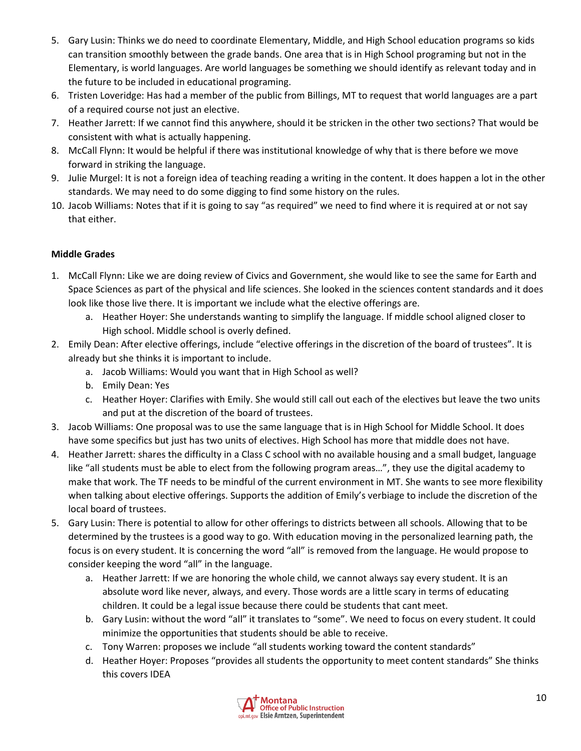5. Gary Lusin: Thinks we do need to coordinate Elementary, Middle, and High School education programs so kids can transition smoothly between the grade bands. One area that is in High School programing but not in the Elementary, is world languages. Are world languages be something we should identify as relevant today and in the future to be included in educational programing.
6. Tristen Loveridge: Has had a member of the public from Billings, MT to request that world languages are a part of a required course not just an elective.
7. Heather Jarrett: If we cannot find this anywhere, should it be stricken in the other two sections? That would be consistent with what is actually happening.
8. McCall Flynn: It would be helpful if there was institutional knowledge of why that is there before we move forward in striking the language.
9. Julie Murgel: It is not a foreign idea of teaching reading a writing in the content. It does happen a lot in the other standards. We may need to do some digging to find some history on the rules.
10. Jacob Williams: Notes that if it is going to say "as required" we need to find where it is required at or not say that either.

**Middle Grades**

1. McCall Flynn: Like we are doing review of Civics and Government, she would like to see the same for Earth and Space Sciences as part of the physical and life sciences. She looked in the sciences content standards and it does look like those live there. It is important we include what the elective offerings are.
   a. Heather Hoyer: She understands wanting to simplify the language. If middle school aligned closer to High school. Middle school is overly defined.
2. Emily Dean: After elective offerings, include "elective offerings in the discretion of the board of trustees". It is already but she thinks it is important to include.
   a. Jacob Williams: Would you want that in High School as well?
   b. Emily Dean: Yes
   c. Heather Hoyer: Clarifies with Emily. She would still call out each of the electives but leave the two units and put at the discretion of the board of trustees.
3. Jacob Williams: One proposal was to use the same language that is in High School for Middle School. It does have some specifics but just has two units of electives. High School has more that middle does not have.
4. Heather Jarrett: shares the difficulty in a Class C school with no available housing and a small budget, language like "all students must be able to elect from the following program areas…", they use the digital academy to make that work. The TF needs to be mindful of the current environment in MT. She wants to see more flexibility when talking about elective offerings. Supports the addition of Emily's verbiage to include the discretion of the local board of trustees.
5. Gary Lusin: There is potential to allow for other offerings to districts between all schools. Allowing that to be determined by the trustees is a good way to go. With education moving in the personalized learning path, the focus is on every student. It is concerning the word "all" is removed from the language. He would propose to consider keeping the word "all" in the language.
   a. Heather Jarrett: If we are honoring the whole child, we cannot always say every student. It is an absolute word like never, always, and every. Those words are a little scary in terms of educating children. It could be a legal issue because there could be students that cant meet.
   b. Gary Lusin: without the word "all" it translates to "some". We need to focus on every student. It could minimize the opportunities that students should be able to receive.
   c. Tony Warren: proposes we include "all students working toward the content standards"
   d. Heather Hoyer: Proposes "provides all students the opportunity to meet content standards" She thinks this covers IDEA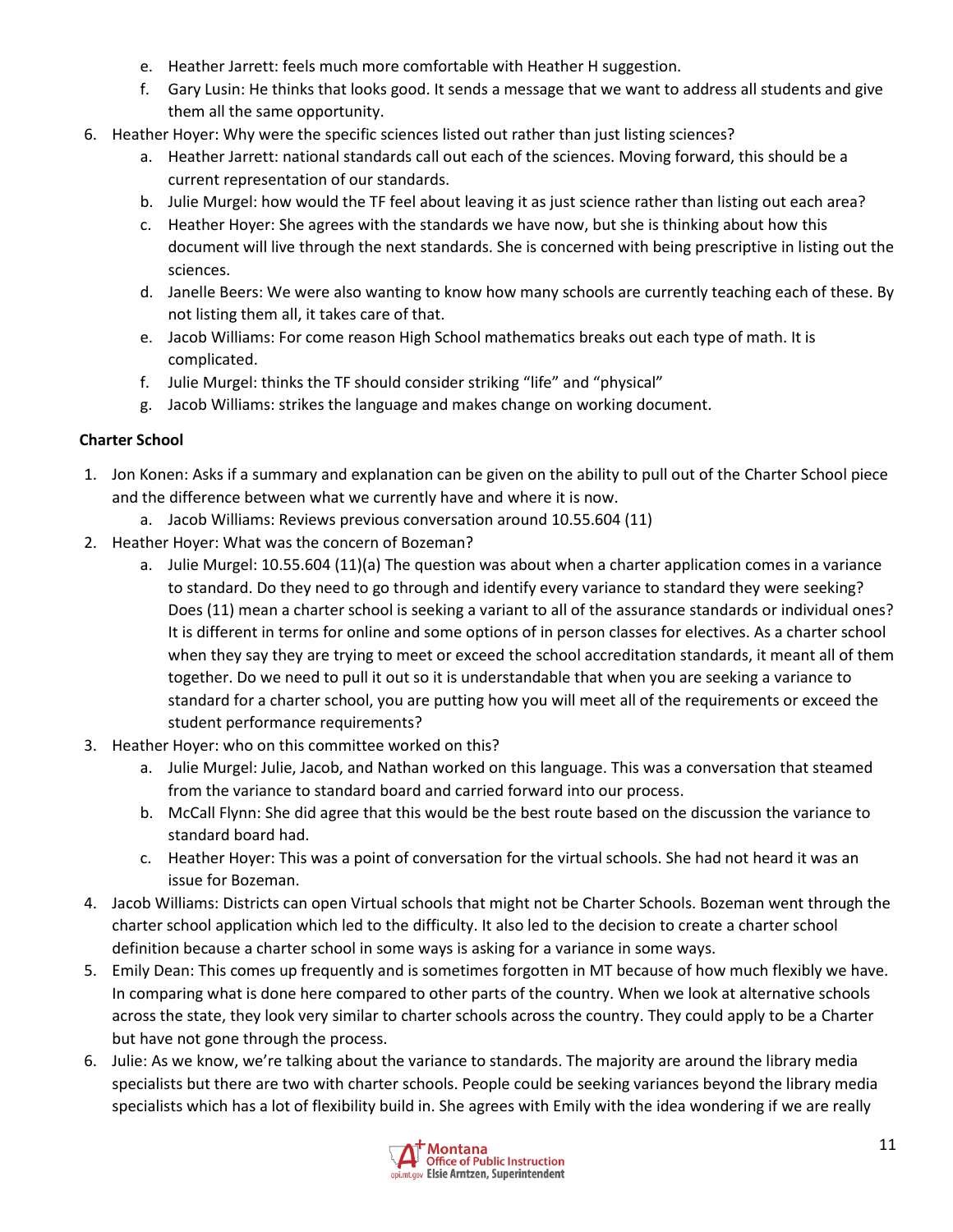e. Heather Jarrett: feels much more comfortable with Heather H suggestion.
   f. Gary Lusin: He thinks that looks good. It sends a message that we want to address all students and give them all the same opportunity.
6. Heather Hoyer: Why were the specific sciences listed out rather than just listing sciences?
   a. Heather Jarrett: national standards call out each of the sciences. Moving forward, this should be a current representation of our standards.
   b. Julie Murgel: how would the TF feel about leaving it as just science rather than listing out each area?
   c. Heather Hoyer: She agrees with the standards we have now, but she is thinking about how this document will live through the next standards. She is concerned with being prescriptive in listing out the sciences.
   d. Janelle Beers: We were also wanting to know how many schools are currently teaching each of these. By not listing them all, it takes care of that.
   e. Jacob Williams: For come reason High School mathematics breaks out each type of math. It is complicated.
   f. Julie Murgel: thinks the TF should consider striking "life" and "physical"
   g. Jacob Williams: strikes the language and makes change on working document.

**Charter School**

1. Jon Konen: Asks if a summary and explanation can be given on the ability to pull out of the Charter School piece and the difference between what we currently have and where it is now.
   a. Jacob Williams: Reviews previous conversation around 10.55.604 (11)
2. Heather Hoyer: What was the concern of Bozeman?
   a. Julie Murgel: 10.55.604 (11)(a) The question was about when a charter application comes in a variance to standard. Do they need to go through and identify every variance to standard they were seeking? Does (11) mean a charter school is seeking a variant to all of the assurance standards or individual ones? It is different in terms for online and some options of in person classes for electives. As a charter school when they say they are trying to meet or exceed the school accreditation standards, it meant all of them together. Do we need to pull it out so it is understandable that when you are seeking a variance to standard for a charter school, you are putting how you will meet all of the requirements or exceed the student performance requirements?
3. Heather Hoyer: who on this committee worked on this?
   a. Julie Murgel: Julie, Jacob, and Nathan worked on this language. This was a conversation that steamed from the variance to standard board and carried forward into our process.
   b. McCall Flynn: She did agree that this would be the best route based on the discussion the variance to standard board had.
   c. Heather Hoyer: This was a point of conversation for the virtual schools. She had not heard it was an issue for Bozeman.
4. Jacob Williams: Districts can open Virtual schools that might not be Charter Schools. Bozeman went through the charter school application which led to the difficulty. It also led to the decision to create a charter school definition because a charter school in some ways is asking for a variance in some ways.
5. Emily Dean: This comes up frequently and is sometimes forgotten in MT because of how much flexibly we have. In comparing what is done here compared to other parts of the country. When we look at alternative schools across the state, they look very similar to charter schools across the country. They could apply to be a Charter but have not gone through the process.
6. Julie: As we know, we're talking about the variance to standards. The majority are around the library media specialists but there are two with charter schools. People could be seeking variances beyond the library media specialists which has a lot of flexibility build in. She agrees with Emily with the idea wondering if we are really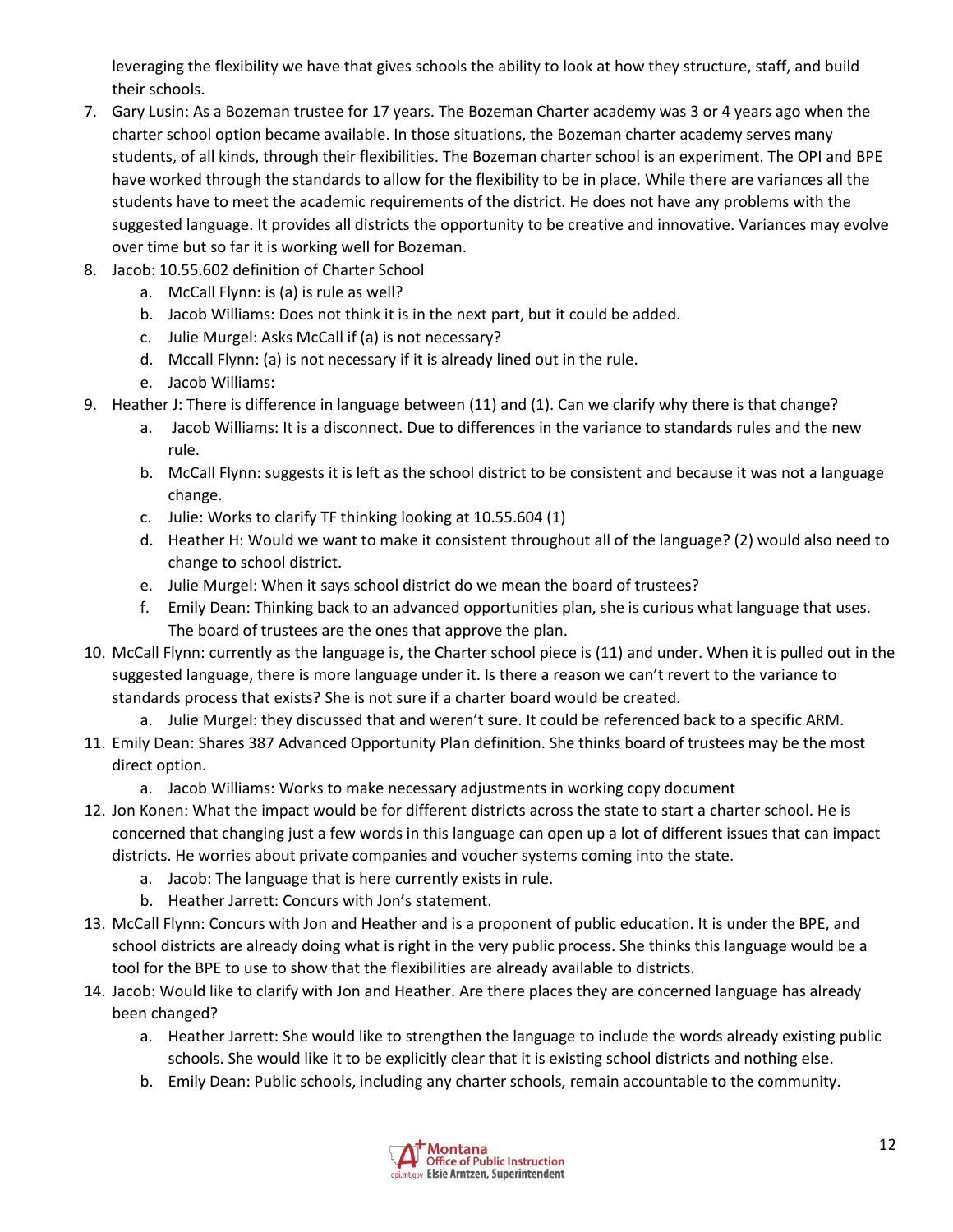leveraging the flexibility we have that gives schools the ability to look at how they structure, staff, and build their schools.

7. Gary Lusin: As a Bozeman trustee for 17 years. The Bozeman Charter academy was 3 or 4 years ago when the charter school option became available. In those situations, the Bozeman charter academy serves many students, of all kinds, through their flexibilities. The Bozeman charter school is an experiment. The OPI and BPE have worked through the standards to allow for the flexibility to be in place. While there are variances all the students have to meet the academic requirements of the district. He does not have any problems with the suggested language. It provides all districts the opportunity to be creative and innovative. Variances may evolve over time but so far it is working well for Bozeman.
8. Jacob: 10.55.602 definition of Charter School
   a. McCall Flynn: is (a) is rule as well?
   b. Jacob Williams: Does not think it is in the next part, but it could be added.
   c. Julie Murgel: Asks McCall if (a) is not necessary?
   d. Mccall Flynn: (a) is not necessary if it is already lined out in the rule.
   e. Jacob Williams:
9. Heather J: There is difference in language between (11) and (1). Can we clarify why there is that change?
   a. Jacob Williams: It is a disconnect. Due to differences in the variance to standards rules and the new rule.
   b. McCall Flynn: suggests it is left as the school district to be consistent and because it was not a language change.
   c. Julie: Works to clarify TF thinking looking at 10.55.604 (1)
   d. Heather H: Would we want to make it consistent throughout all of the language? (2) would also need to change to school district.
   e. Julie Murgel: When it says school district do we mean the board of trustees?
   f. Emily Dean: Thinking back to an advanced opportunities plan, she is curious what language that uses. The board of trustees are the ones that approve the plan.
10. McCall Flynn: currently as the language is, the Charter school piece is (11) and under. When it is pulled out in the suggested language, there is more language under it. Is there a reason we can't revert to the variance to standards process that exists? She is not sure if a charter board would be created.
    a. Julie Murgel: they discussed that and weren't sure. It could be referenced back to a specific ARM.
11. Emily Dean: Shares 387 Advanced Opportunity Plan definition. She thinks board of trustees may be the most direct option.
    a. Jacob Williams: Works to make necessary adjustments in working copy document
12. Jon Konen: What the impact would be for different districts across the state to start a charter school. He is concerned that changing just a few words in this language can open up a lot of different issues that can impact districts. He worries about private companies and voucher systems coming into the state.
    a. Jacob: The language that is here currently exists in rule.
    b. Heather Jarrett: Concurs with Jon's statement.
13. McCall Flynn: Concurs with Jon and Heather and is a proponent of public education. It is under the BPE, and school districts are already doing what is right in the very public process. She thinks this language would be a tool for the BPE to use to show that the flexibilities are already available to districts.
14. Jacob: Would like to clarify with Jon and Heather. Are there places they are concerned language has already been changed?
    a. Heather Jarrett: She would like to strengthen the language to include the words already existing public schools. She would like it to be explicitly clear that it is existing school districts and nothing else.
    b. Emily Dean: Public schools, including any charter schools, remain accountable to the community.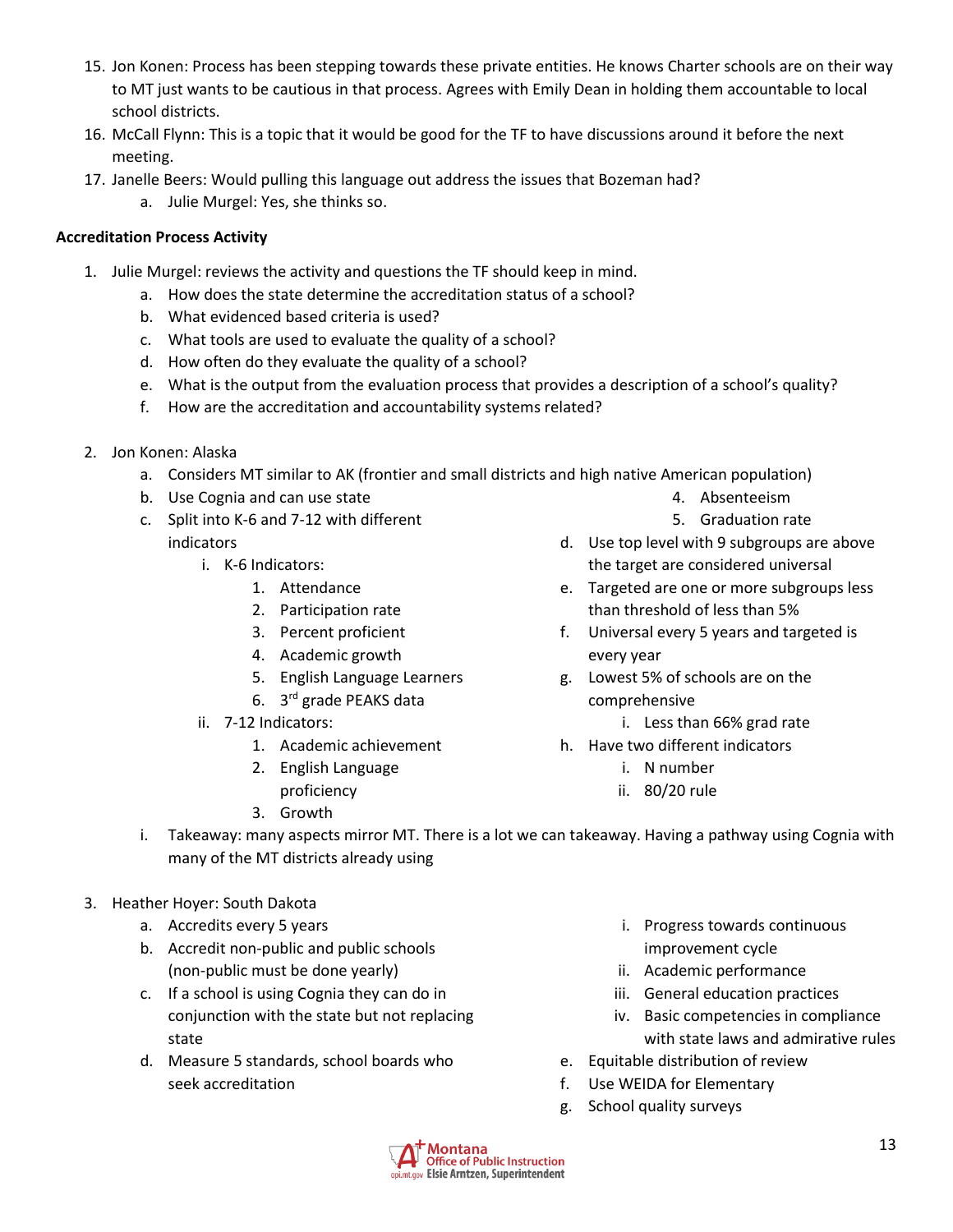15. Jon Konen: Process has been stepping towards these private entities. He knows Charter schools are on their way to MT just wants to be cautious in that process. Agrees with Emily Dean in holding them accountable to local school districts.
16. McCall Flynn: This is a topic that it would be good for the TF to have discussions around it before the next meeting.
17. Janelle Beers: Would pulling this language out address the issues that Bozeman had?
    a. Julie Murgel: Yes, she thinks so.

**Accreditation Process Activity**

1. Julie Murgel: reviews the activity and questions the TF should keep in mind.
    a. How does the state determine the accreditation status of a school?
    b. What evidenced based criteria is used?
    c. What tools are used to evaluate the quality of a school?
    d. How often do they evaluate the quality of a school?
    e. What is the output from the evaluation process that provides a description of a school's quality?
    f. How are the accreditation and accountability systems related?

2. Jon Konen: Alaska
    a. Considers MT similar to AK (frontier and small districts and high native American population)
    b. Use Cognia and can use state
    c. Split into K-6 and 7-12 with different indicators
        i. K-6 Indicators:
            1. Attendance
            2. Participation rate
            3. Percent proficient
            4. Academic growth
            5. English Language Learners
            6. 3rd grade PEAKS data
        ii. 7-12 Indicators:
            1. Academic achievement
            2. English Language proficiency
            3. Growth
            4. Absenteeism
            5. Graduation rate
    d. Use top level with 9 subgroups are above the target are considered universal
    e. Targeted are one or more subgroups less than threshold of less than 5%
    f. Universal every 5 years and targeted is every year
    g. Lowest 5% of schools are on the comprehensive
        i. Less than 66% grad rate
    h. Have two different indicators
        i. N number
        ii. 80/20 rule
    i. Takeaway: many aspects mirror MT. There is a lot we can takeaway. Having a pathway using Cognia with many of the MT districts already using

3. Heather Hoyer: South Dakota
    a. Accredits every 5 years
    b. Accredit non-public and public schools (non-public must be done yearly)
    c. If a school is using Cognia they can do in conjunction with the state but not replacing state
    d. Measure 5 standards, school boards who seek accreditation
        i. Progress towards continuous improvement cycle
        ii. Academic performance
        iii. General education practices
        iv. Basic competencies in compliance with state laws and admirative rules
    e. Equitable distribution of review
    f. Use WEIDA for Elementary
    g. School quality surveys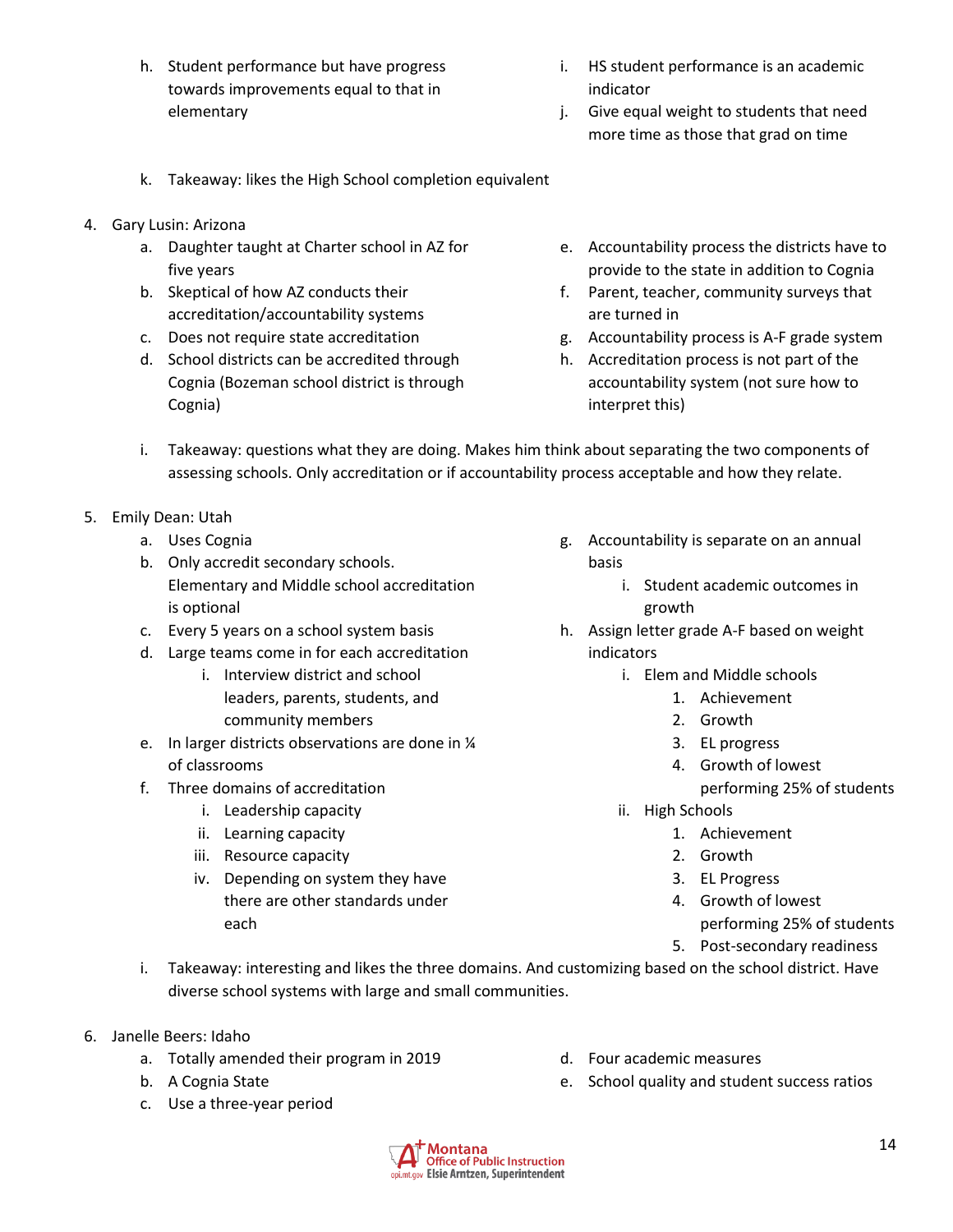h. Student performance but have progress towards improvements equal to that in elementary
   i. HS student performance is an academic indicator
   j. Give equal weight to students that need more time as those that grad on time
   k. Takeaway: likes the High School completion equivalent

4. Gary Lusin: Arizona
   a. Daughter taught at Charter school in AZ for five years
   b. Skeptical of how AZ conducts their accreditation/accountability systems
   c. Does not require state accreditation
   d. School districts can be accredited through Cognia (Bozeman school district is through Cognia)
   e. Accountability process the districts have to provide to the state in addition to Cognia
   f. Parent, teacher, community surveys that are turned in
   g. Accountability process is A-F grade system
   h. Accreditation process is not part of the accountability system (not sure how to interpret this)
   i. Takeaway: questions what they are doing. Makes him think about separating the two components of assessing schools. Only accreditation or if accountability process acceptable and how they relate.

5. Emily Dean: Utah
   a. Uses Cognia
   b. Only accredit secondary schools. Elementary and Middle school accreditation is optional
   c. Every 5 years on a school system basis
   d. Large teams come in for each accreditation
      i. Interview district and school leaders, parents, students, and community members
   e. In larger districts observations are done in ¼ of classrooms
   f. Three domains of accreditation
      i. Leadership capacity
      ii. Learning capacity
      iii. Resource capacity
      iv. Depending on system they have there are other standards under each
   g. Accountability is separate on an annual basis
      i. Student academic outcomes in growth
   h. Assign letter grade A-F based on weight indicators
      i. Elem and Middle schools
         1. Achievement
         2. Growth
         3. EL progress
         4. Growth of lowest performing 25% of students
      ii. High Schools
         1. Achievement
         2. Growth
         3. EL Progress
         4. Growth of lowest performing 25% of students
         5. Post-secondary readiness
   i. Takeaway: interesting and likes the three domains. And customizing based on the school district. Have diverse school systems with large and small communities.

6. Janelle Beers: Idaho
   a. Totally amended their program in 2019
   b. A Cognia State
   c. Use a three-year period
   d. Four academic measures
   e. School quality and student success ratios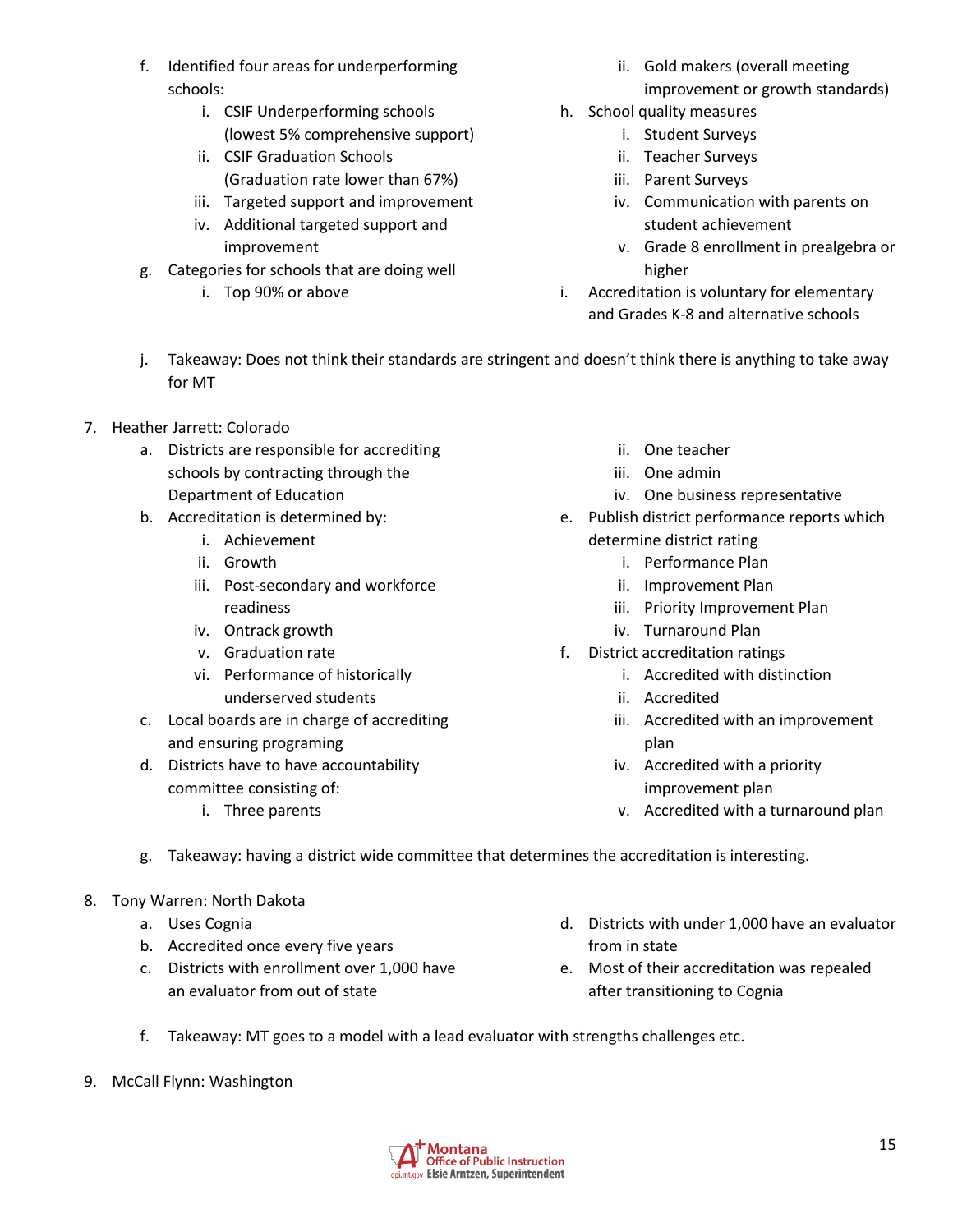f. Identified four areas for underperforming schools:
    i. CSIF Underperforming schools (lowest 5% comprehensive support)
    ii. CSIF Graduation Schools (Graduation rate lower than 67%)
    iii. Targeted support and improvement
    iv. Additional targeted support and improvement

g. Categories for schools that are doing well
    i. Top 90% or above
    ii. Gold makers (overall meeting improvement or growth standards)

h. School quality measures
    i. Student Surveys
    ii. Teacher Surveys
    iii. Parent Surveys
    iv. Communication with parents on student achievement
    v. Grade 8 enrollment in prealgebra or higher

i. Accreditation is voluntary for elementary and Grades K-8 and alternative schools

j. Takeaway: Does not think their standards are stringent and doesn't think there is anything to take away for MT

7. Heather Jarrett: Colorado
    a. Districts are responsible for accrediting schools by contracting through the Department of Education
    b. Accreditation is determined by:
        i. Achievement
        ii. Growth
        iii. Post-secondary and workforce readiness
        iv. Ontrack growth
        v. Graduation rate
        vi. Performance of historically underserved students
    c. Local boards are in charge of accrediting and ensuring programing
    d. Districts have to have accountability committee consisting of:
        i. Three parents
        ii. One teacher
        iii. One admin
        iv. One business representative
    e. Publish district performance reports which determine district rating
        i. Performance Plan
        ii. Improvement Plan
        iii. Priority Improvement Plan
        iv. Turnaround Plan
    f. District accreditation ratings
        i. Accredited with distinction
        ii. Accredited
        iii. Accredited with an improvement plan
        iv. Accredited with a priority improvement plan
        v. Accredited with a turnaround plan
    g. Takeaway: having a district wide committee that determines the accreditation is interesting.

8. Tony Warren: North Dakota
    a. Uses Cognia
    b. Accredited once every five years
    c. Districts with enrollment over 1,000 have an evaluator from out of state
    d. Districts with under 1,000 have an evaluator from in state
    e. Most of their accreditation was repealed after transitioning to Cognia
    f. Takeaway: MT goes to a model with a lead evaluator with strengths challenges etc.

9. McCall Flynn: Washington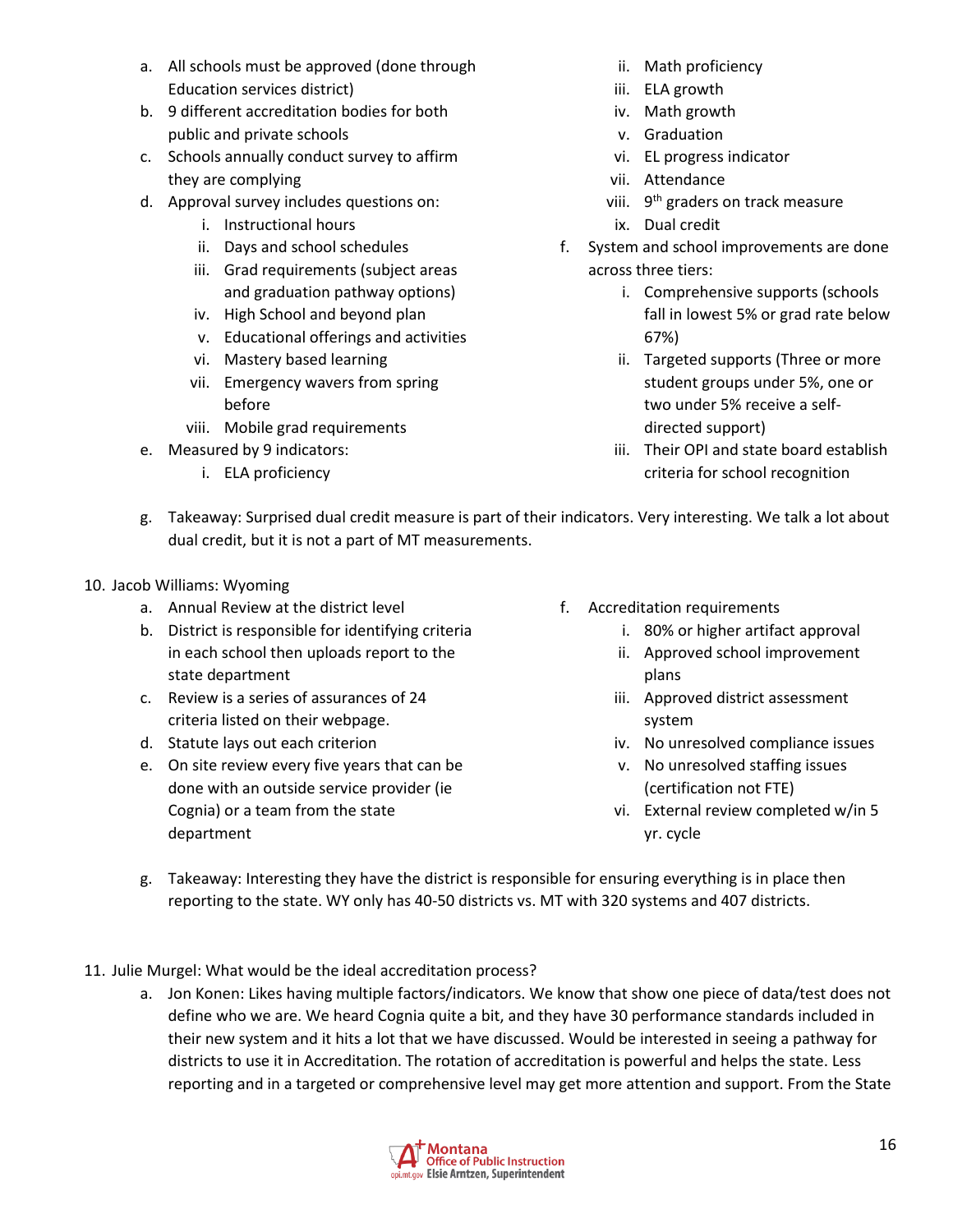a. All schools must be approved (done through Education services district)
b. 9 different accreditation bodies for both public and private schools
c. Schools annually conduct survey to affirm they are complying
d. Approval survey includes questions on:
    i. Instructional hours
    ii. Days and school schedules
    iii. Grad requirements (subject areas and graduation pathway options)
    iv. High School and beyond plan
    v. Educational offerings and activities
    vi. Mastery based learning
    vii. Emergency wavers from spring before
    viii. Mobile grad requirements
e. Measured by 9 indicators:
    i. ELA proficiency
    ii. Math proficiency
    iii. ELA growth
    iv. Math growth
    v. Graduation
    vi. EL progress indicator
    vii. Attendance
    viii. 9th graders on track measure
    ix. Dual credit
f. System and school improvements are done across three tiers:
    i. Comprehensive supports (schools fall in lowest 5% or grad rate below 67%)
    ii. Targeted supports (Three or more student groups under 5%, one or two under 5% receive a self-directed support)
    iii. Their OPI and state board establish criteria for school recognition
g. Takeaway: Surprised dual credit measure is part of their indicators. Very interesting. We talk a lot about dual credit, but it is not a part of MT measurements.

10. Jacob Williams: Wyoming
    a. Annual Review at the district level
    b. District is responsible for identifying criteria in each school then uploads report to the state department
    c. Review is a series of assurances of 24 criteria listed on their webpage.
    d. Statute lays out each criterion
    e. On site review every five years that can be done with an outside service provider (ie Cognia) or a team from the state department
    f. Accreditation requirements
        i. 80% or higher artifact approval
        ii. Approved school improvement plans
        iii. Approved district assessment system
        iv. No unresolved compliance issues
        v. No unresolved staffing issues (certification not FTE)
        vi. External review completed w/in 5 yr. cycle
    g. Takeaway: Interesting they have the district is responsible for ensuring everything is in place then reporting to the state. WY only has 40-50 districts vs. MT with 320 systems and 407 districts.

11. Julie Murgel: What would be the ideal accreditation process?
    a. Jon Konen: Likes having multiple factors/indicators. We know that show one piece of data/test does not define who we are. We heard Cognia quite a bit, and they have 30 performance standards included in their new system and it hits a lot that we have discussed. Would be interested in seeing a pathway for districts to use it in Accreditation. The rotation of accreditation is powerful and helps the state. Less reporting and in a targeted or comprehensive level may get more attention and support. From the State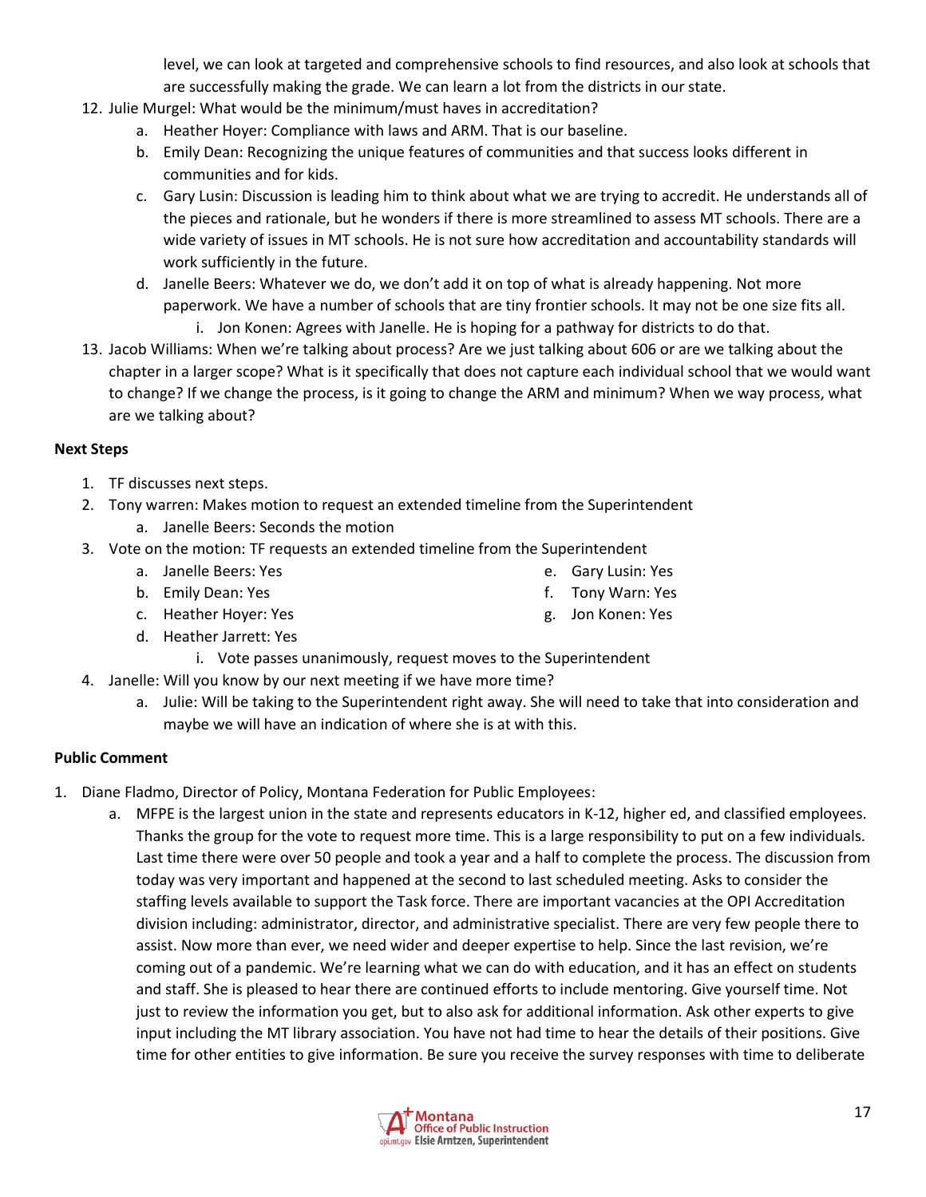level, we can look at targeted and comprehensive schools to find resources, and also look at schools that are successfully making the grade. We can learn a lot from the districts in our state.

12. Julie Murgel: What would be the minimum/must haves in accreditation?
    a. Heather Hoyer: Compliance with laws and ARM. That is our baseline.
    b. Emily Dean: Recognizing the unique features of communities and that success looks different in communities and for kids.
    c. Gary Lusin: Discussion is leading him to think about what we are trying to accredit. He understands all of the pieces and rationale, but he wonders if there is more streamlined to assess MT schools. There are a wide variety of issues in MT schools. He is not sure how accreditation and accountability standards will work sufficiently in the future.
    d. Janelle Beers: Whatever we do, we don't add it on top of what is already happening. Not more paperwork. We have a number of schools that are tiny frontier schools. It may not be one size fits all.
        i. Jon Konen: Agrees with Janelle. He is hoping for a pathway for districts to do that.
13. Jacob Williams: When we're talking about process? Are we just talking about 606 or are we talking about the chapter in a larger scope? What is it specifically that does not capture each individual school that we would want to change? If we change the process, is it going to change the ARM and minimum? When we way process, what are we talking about?

**Next Steps**

1. TF discusses next steps.
2. Tony warren: Makes motion to request an extended timeline from the Superintendent
    a. Janelle Beers: Seconds the motion
3. Vote on the motion: TF requests an extended timeline from the Superintendent
    a. Janelle Beers: Yes
    b. Emily Dean: Yes
    c. Heather Hoyer: Yes
    d. Heather Jarrett: Yes
    e. Gary Lusin: Yes
    f. Tony Warn: Yes
    g. Jon Konen: Yes
        i. Vote passes unanimously, request moves to the Superintendent
4. Janelle: Will you know by our next meeting if we have more time?
    a. Julie: Will be taking to the Superintendent right away. She will need to take that into consideration and maybe we will have an indication of where she is at with this.

**Public Comment**

1. Diane Fladmo, Director of Policy, Montana Federation for Public Employees:
    a. MFPE is the largest union in the state and represents educators in K-12, higher ed, and classified employees. Thanks the group for the vote to request more time. This is a large responsibility to put on a few individuals. Last time there were over 50 people and took a year and a half to complete the process. The discussion from today was very important and happened at the second to last scheduled meeting. Asks to consider the staffing levels available to support the Task force. There are important vacancies at the OPI Accreditation division including: administrator, director, and administrative specialist. There are very few people there to assist. Now more than ever, we need wider and deeper expertise to help. Since the last revision, we're coming out of a pandemic. We're learning what we can do with education, and it has an effect on students and staff. She is pleased to hear there are continued efforts to include mentoring. Give yourself time. Not just to review the information you get, but to also ask for additional information. Ask other experts to give input including the MT library association. You have not had time to hear the details of their positions. Give time for other entities to give information. Be sure you receive the survey responses with time to deliberate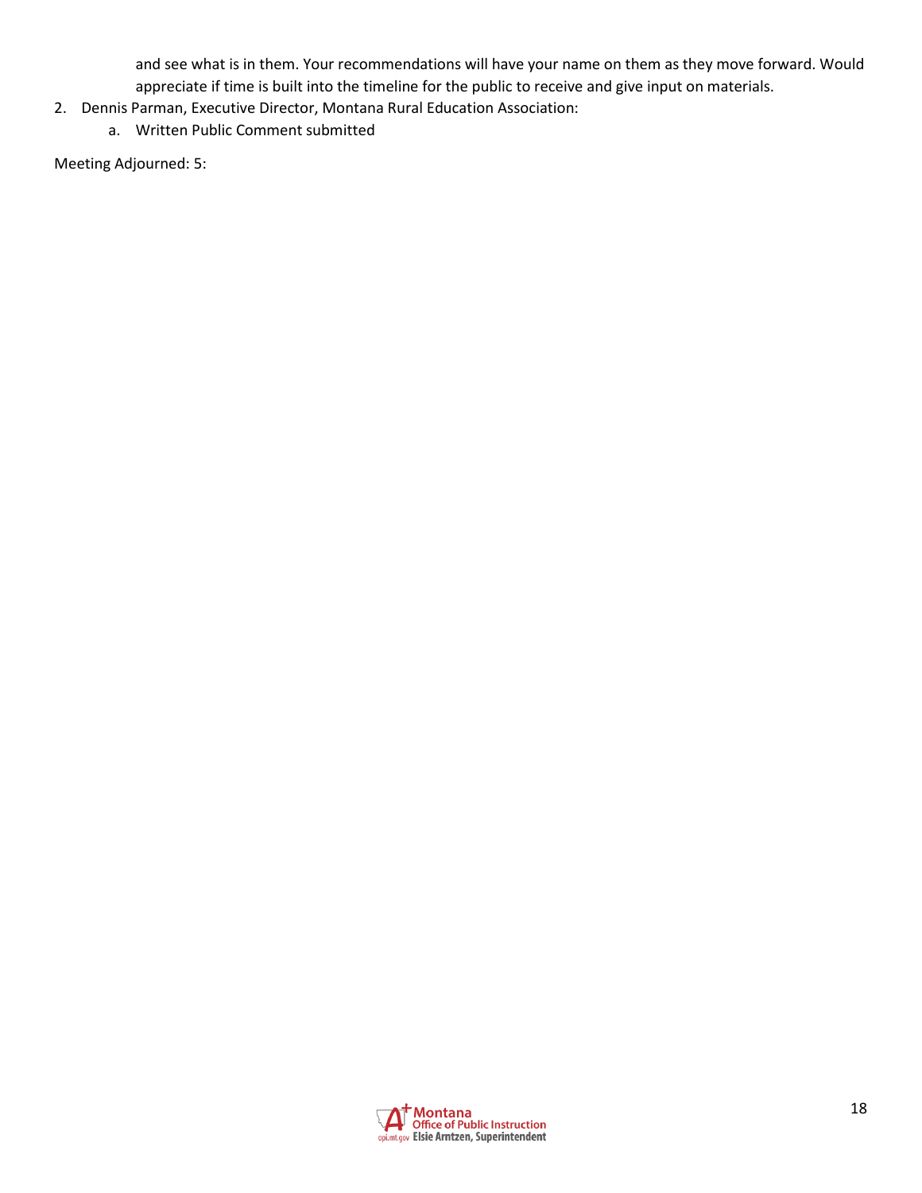and see what is in them. Your recommendations will have your name on them as they move forward. Would appreciate if time is built into the timeline for the public to receive and give input on materials.

2. Dennis Parman, Executive Director, Montana Rural Education Association:
    a. Written Public Comment submitted

Meeting Adjourned: 5: